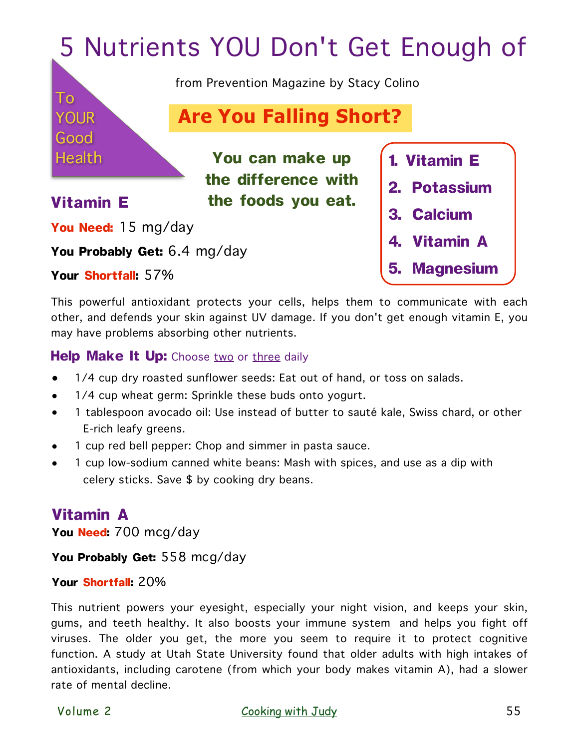# 5 Nutrients YOU Don't Get Enough of

To YOUR Good Health

from Prevention Magazine by Stacy Colino

## Are You Falling Short?

**You can make up the difference with the foods you eat.**

1. **Vitamin E**
2. **Potassium**
3. **Calcium**
4. **Vitamin A**
5. **Magnesium**

## Vitamin E

**You Need:** 15 mg/day

**You Probably Get:** 6.4 mg/day

**Your Shortfall:** 57%

This powerful antioxidant protects your cells, helps them to communicate with each other, and defends your skin against UV damage. If you don't get enough vitamin E, you may have problems absorbing other nutrients.

**Help Make It Up:** Choose two or three daily

- 1/4 cup dry roasted sunflower seeds: Eat out of hand, or toss on salads.
- 1/4 cup wheat germ: Sprinkle these buds onto yogurt.
- 1 tablespoon avocado oil: Use instead of butter to sauté kale, Swiss chard, or other E-rich leafy greens.
- 1 cup red bell pepper: Chop and simmer in pasta sauce.
- 1 cup low-sodium canned white beans: Mash with spices, and use as a dip with celery sticks. Save $ by cooking dry beans.

## Vitamin A

**You Need:** 700 mcg/day

**You Probably Get:** 558 mcg/day

**Your Shortfall:** 20%

This nutrient powers your eyesight, especially your night vision, and keeps your skin, gums, and teeth healthy. It also boosts your immune system and helps you fight off viruses. The older you get, the more you seem to require it to protect cognitive function. A study at Utah State University found that older adults with high intakes of antioxidants, including carotene (from which your body makes vitamin A), had a slower rate of mental decline.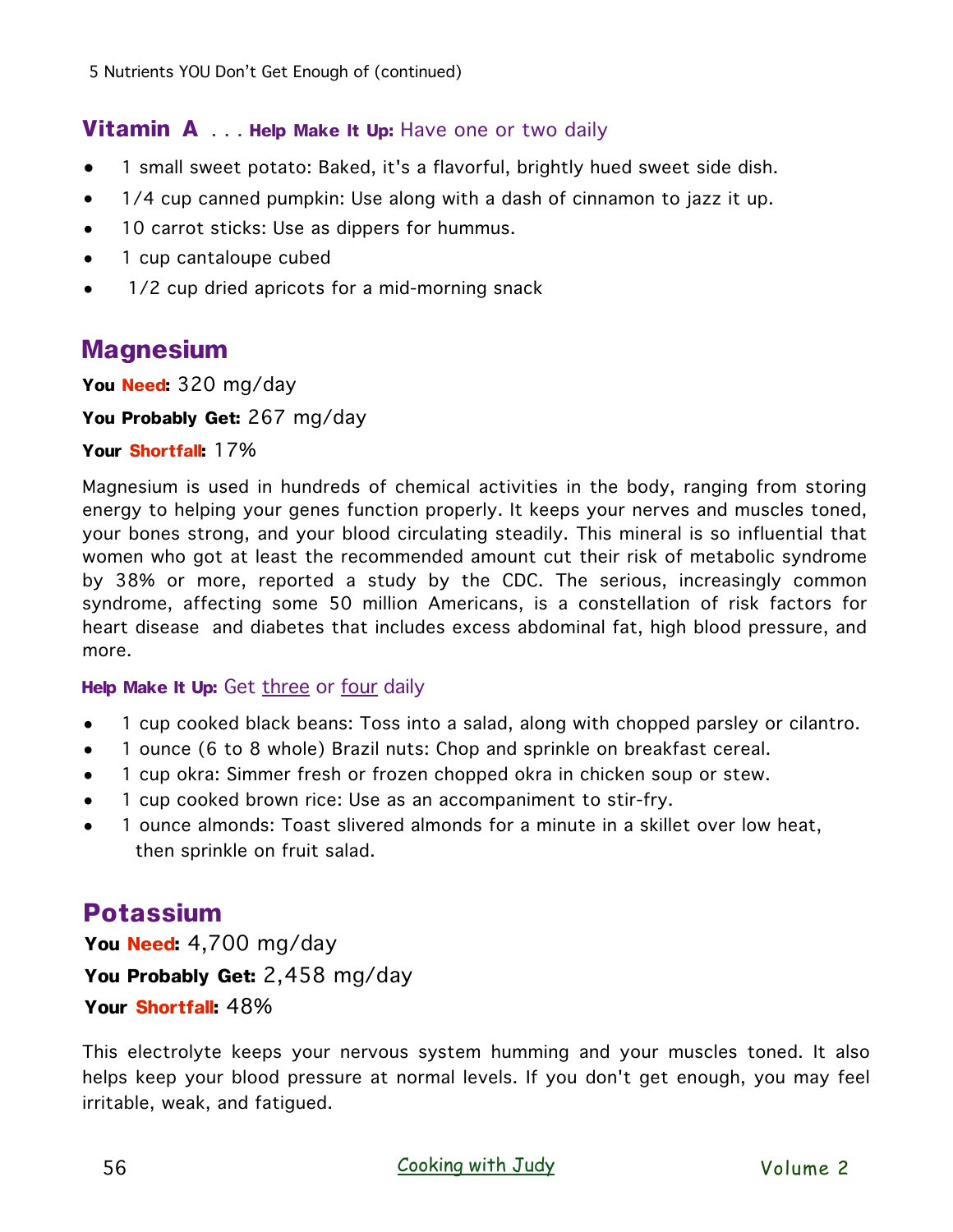## Vitamin A . . . **Help Make It Up:** Have one or two daily

- 1 small sweet potato: Baked, it's a flavorful, brightly hued sweet side dish.
- 1/4 cup canned pumpkin: Use along with a dash of cinnamon to jazz it up.
- 10 carrot sticks: Use as dippers for hummus.
- 1 cup cantaloupe cubed
- 1/2 cup dried apricots for a mid-morning snack

## Magnesium

**You Need:** 320 mg/day

**You Probably Get:** 267 mg/day

**Your Shortfall:** 17%

Magnesium is used in hundreds of chemical activities in the body, ranging from storing energy to helping your genes function properly. It keeps your nerves and muscles toned, your bones strong, and your blood circulating steadily. This mineral is so influential that women who got at least the recommended amount cut their risk of metabolic syndrome by 38% or more, reported a study by the CDC. The serious, increasingly common syndrome, affecting some 50 million Americans, is a constellation of risk factors for heart disease and diabetes that includes excess abdominal fat, high blood pressure, and more.

**Help Make It Up:** Get three or four daily

- 1 cup cooked black beans: Toss into a salad, along with chopped parsley or cilantro.
- 1 ounce (6 to 8 whole) Brazil nuts: Chop and sprinkle on breakfast cereal.
- 1 cup okra: Simmer fresh or frozen chopped okra in chicken soup or stew.
- 1 cup cooked brown rice: Use as an accompaniment to stir-fry.
- 1 ounce almonds: Toast slivered almonds for a minute in a skillet over low heat, then sprinkle on fruit salad.

## Potassium

**You Need:** 4,700 mg/day

**You Probably Get:** 2,458 mg/day

**Your Shortfall:** 48%

This electrolyte keeps your nervous system humming and your muscles toned. It also helps keep your blood pressure at normal levels. If you don't get enough, you may feel irritable, weak, and fatigued.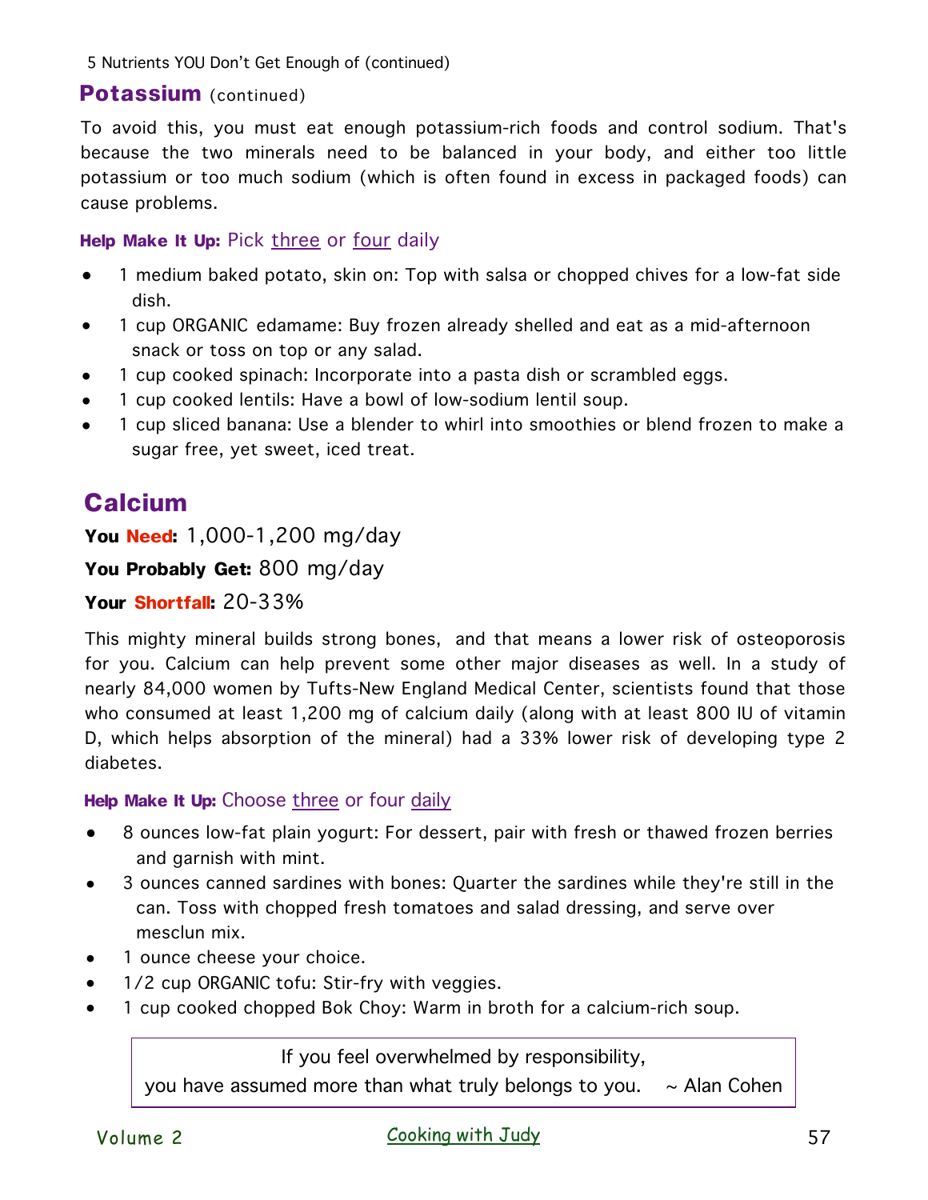## Potassium (continued)

To avoid this, you must eat enough potassium-rich foods and control sodium. That's because the two minerals need to be balanced in your body, and either too little potassium or too much sodium (which is often found in excess in packaged foods) can cause problems.

**Help Make It Up:** Pick three or four daily

- 1 medium baked potato, skin on: Top with salsa or chopped chives for a low-fat side dish.
- 1 cup ORGANIC edamame: Buy frozen already shelled and eat as a mid-afternoon snack or toss on top or any salad.
- 1 cup cooked spinach: Incorporate into a pasta dish or scrambled eggs.
- 1 cup cooked lentils: Have a bowl of low-sodium lentil soup.
- 1 cup sliced banana: Use a blender to whirl into smoothies or blend frozen to make a sugar free, yet sweet, iced treat.

## Calcium

**You Need:** 1,000-1,200 mg/day

**You Probably Get:** 800 mg/day

**Your Shortfall:** 20-33%

This mighty mineral builds strong bones, and that means a lower risk of osteoporosis for you. Calcium can help prevent some other major diseases as well. In a study of nearly 84,000 women by Tufts-New England Medical Center, scientists found that those who consumed at least 1,200 mg of calcium daily (along with at least 800 IU of vitamin D, which helps absorption of the mineral) had a 33% lower risk of developing type 2 diabetes.

**Help Make It Up:** Choose three or four daily

- 8 ounces low-fat plain yogurt: For dessert, pair with fresh or thawed frozen berries and garnish with mint.
- 3 ounces canned sardines with bones: Quarter the sardines while they're still in the can. Toss with chopped fresh tomatoes and salad dressing, and serve over mesclun mix.
- 1 ounce cheese your choice.
- 1/2 cup ORGANIC tofu: Stir-fry with veggies.
- 1 cup cooked chopped Bok Choy: Warm in broth for a calcium-rich soup.

> If you feel overwhelmed by responsibility,
> you have assumed more than what truly belongs to you. ~ Alan Cohen